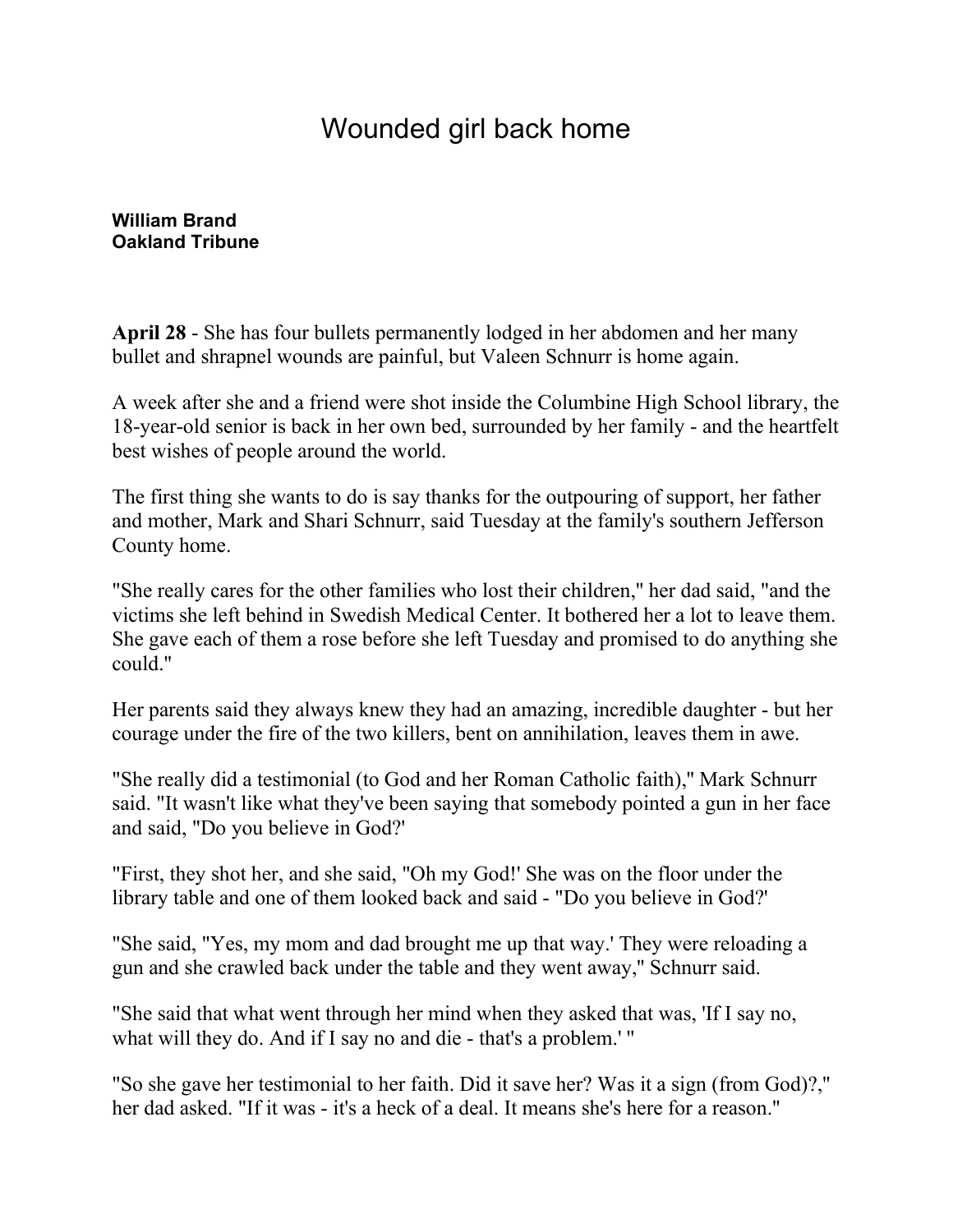# Wounded girl back home

**William Brand**
**Oakland Tribune**

**April 28** - She has four bullets permanently lodged in her abdomen and her many bullet and shrapnel wounds are painful, but Valeen Schnurr is home again.

A week after she and a friend were shot inside the Columbine High School library, the 18-year-old senior is back in her own bed, surrounded by her family - and the heartfelt best wishes of people around the world.

The first thing she wants to do is say thanks for the outpouring of support, her father and mother, Mark and Shari Schnurr, said Tuesday at the family's southern Jefferson County home.

"She really cares for the other families who lost their children," her dad said, "and the victims she left behind in Swedish Medical Center. It bothered her a lot to leave them. She gave each of them a rose before she left Tuesday and promised to do anything she could."

Her parents said they always knew they had an amazing, incredible daughter - but her courage under the fire of the two killers, bent on annihilation, leaves them in awe.

"She really did a testimonial (to God and her Roman Catholic faith)," Mark Schnurr said. "It wasn't like what they've been saying that somebody pointed a gun in her face and said, "Do you believe in God?'

"First, they shot her, and she said, "Oh my God!' She was on the floor under the library table and one of them looked back and said - "Do you believe in God?'

"She said, "Yes, my mom and dad brought me up that way.' They were reloading a gun and she crawled back under the table and they went away," Schnurr said.

"She said that what went through her mind when they asked that was, 'If I say no, what will they do. And if I say no and die - that's a problem.' "

"So she gave her testimonial to her faith. Did it save her? Was it a sign (from God)?," her dad asked. "If it was - it's a heck of a deal. It means she's here for a reason."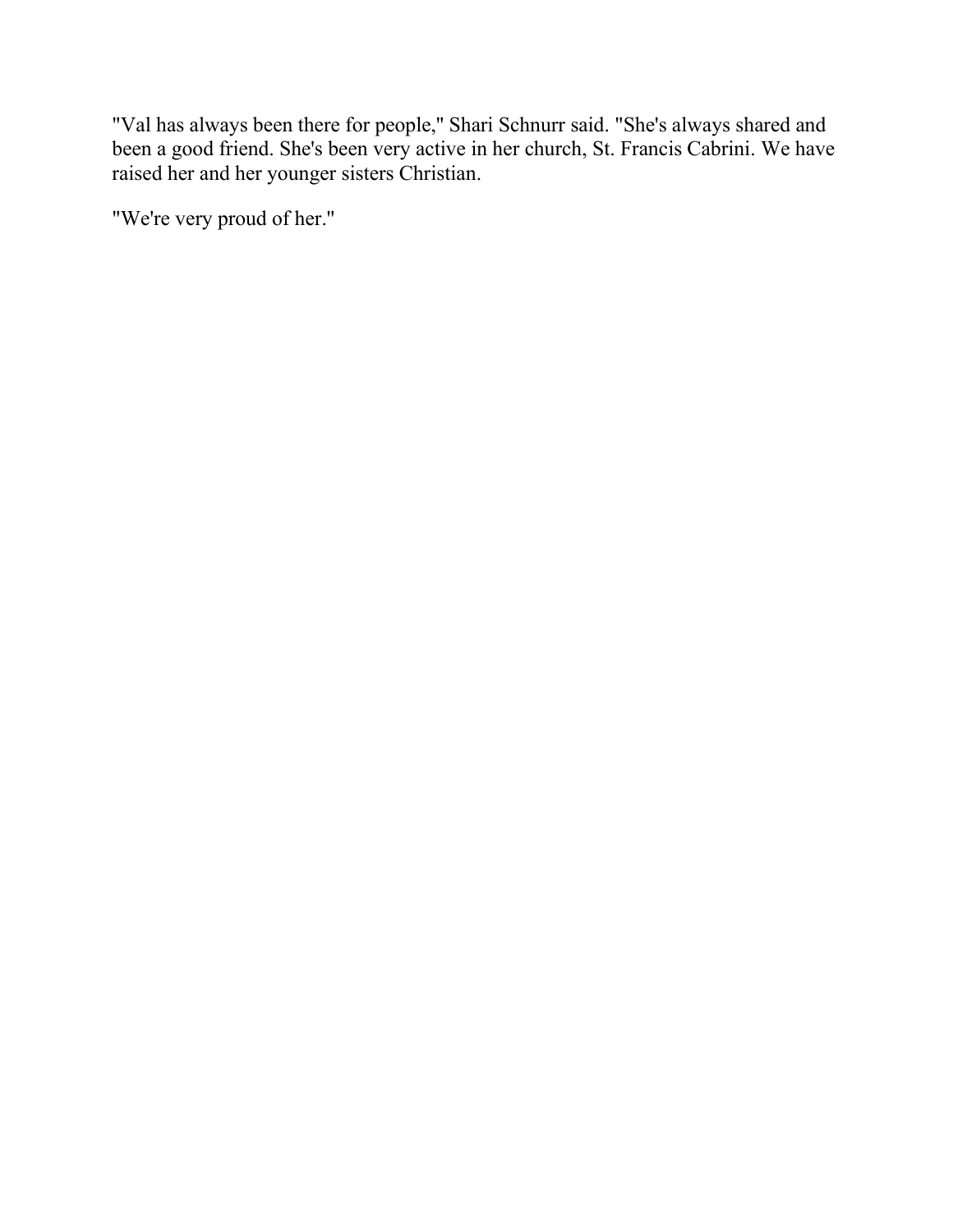"Val has always been there for people," Shari Schnurr said. "She's always shared and been a good friend. She's been very active in her church, St. Francis Cabrini. We have raised her and her younger sisters Christian.

"We're very proud of her."